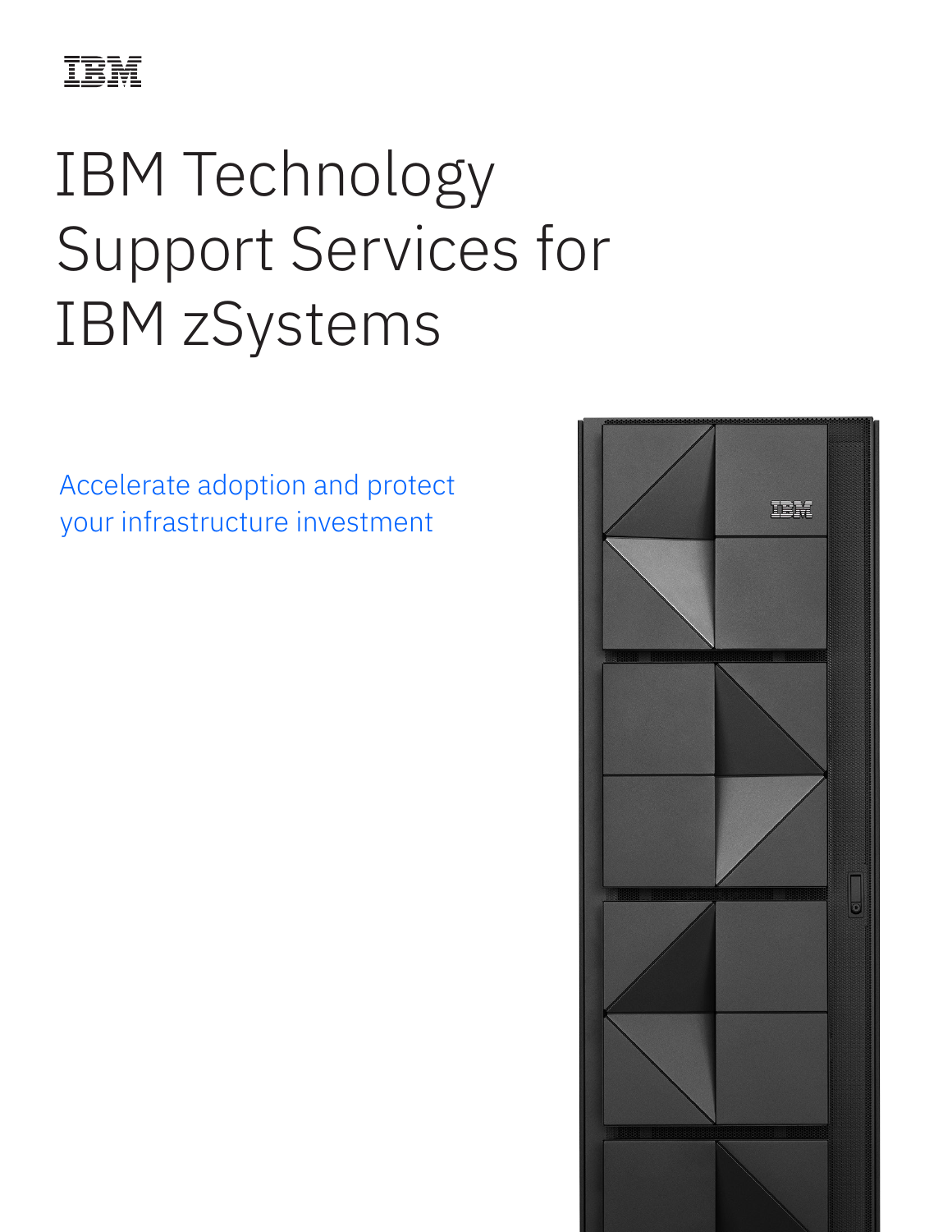# IBM Technology Support Services for IBM zSystems

Accelerate adoption and protect your infrastructure investment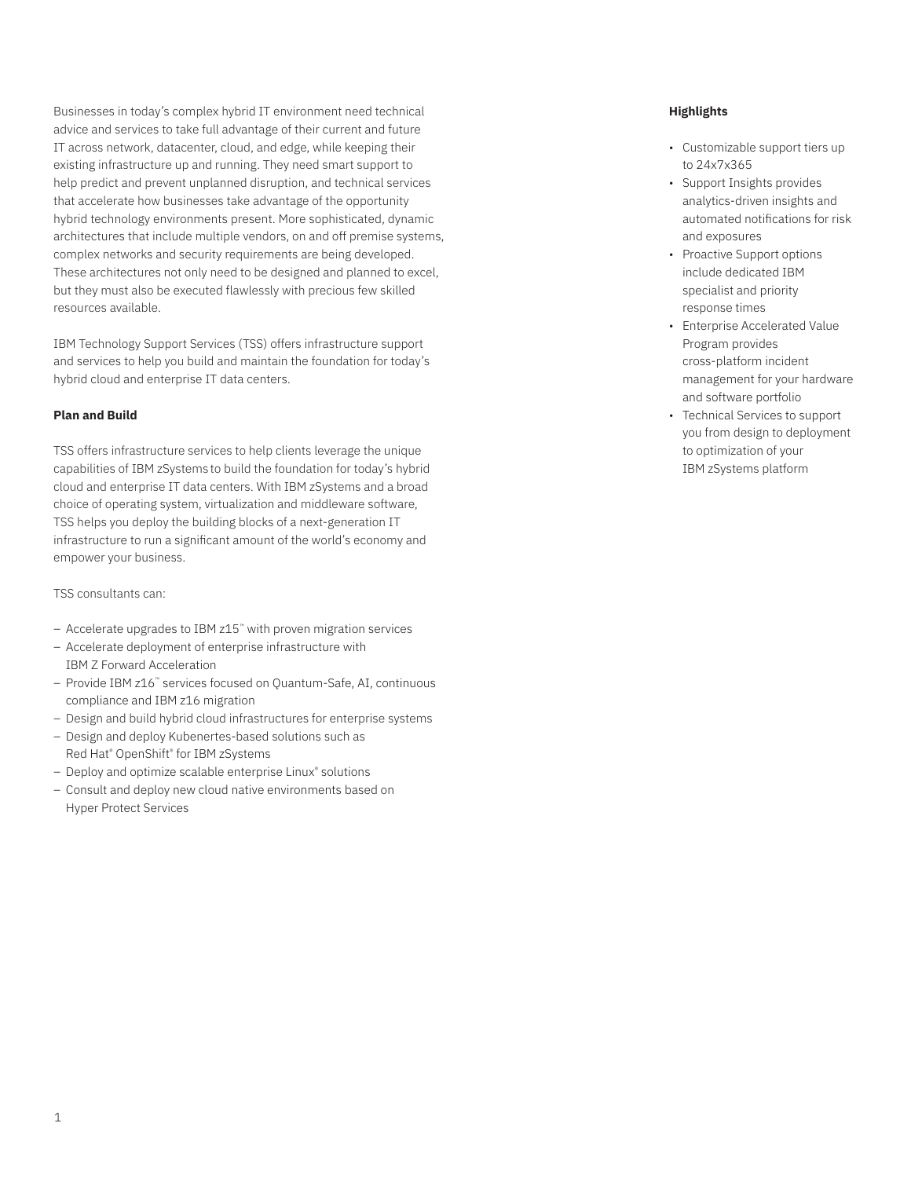Businesses in today's complex hybrid IT environment need technical advice and services to take full advantage of their current and future IT across network, datacenter, cloud, and edge, while keeping their existing infrastructure up and running. They need smart support to help predict and prevent unplanned disruption, and technical services that accelerate how businesses take advantage of the opportunity hybrid technology environments present. More sophisticated, dynamic architectures that include multiple vendors, on and off premise systems, complex networks and security requirements are being developed. These architectures not only need to be designed and planned to excel, but they must also be executed flawlessly with precious few skilled resources available.

IBM Technology Support Services (TSS) offers infrastructure support and services to help you build and maintain the foundation for today's hybrid cloud and enterprise IT data centers.

**Plan and Build**

TSS offers infrastructure services to help clients leverage the unique capabilities of IBM zSystems to build the foundation for today's hybrid cloud and enterprise IT data centers. With IBM zSystems and a broad choice of operating system, virtualization and middleware software, TSS helps you deploy the building blocks of a next-generation IT infrastructure to run a significant amount of the world's economy and empower your business.

TSS consultants can:

- Accelerate upgrades to IBM z15™ with proven migration services
- Accelerate deployment of enterprise infrastructure with IBM Z Forward Acceleration
- Provide IBM z16™ services focused on Quantum-Safe, AI, continuous compliance and IBM z16 migration
- Design and build hybrid cloud infrastructures for enterprise systems
- Design and deploy Kubenertes-based solutions such as Red Hat® OpenShift® for IBM zSystems
- Deploy and optimize scalable enterprise Linux® solutions
- Consult and deploy new cloud native environments based on Hyper Protect Services

**Highlights**

- Customizable support tiers up to 24x7x365
- Support Insights provides analytics-driven insights and automated notifications for risk and exposures
- Proactive Support options include dedicated IBM specialist and priority response times
- Enterprise Accelerated Value Program provides cross-platform incident management for your hardware and software portfolio
- Technical Services to support you from design to deployment to optimization of your IBM zSystems platform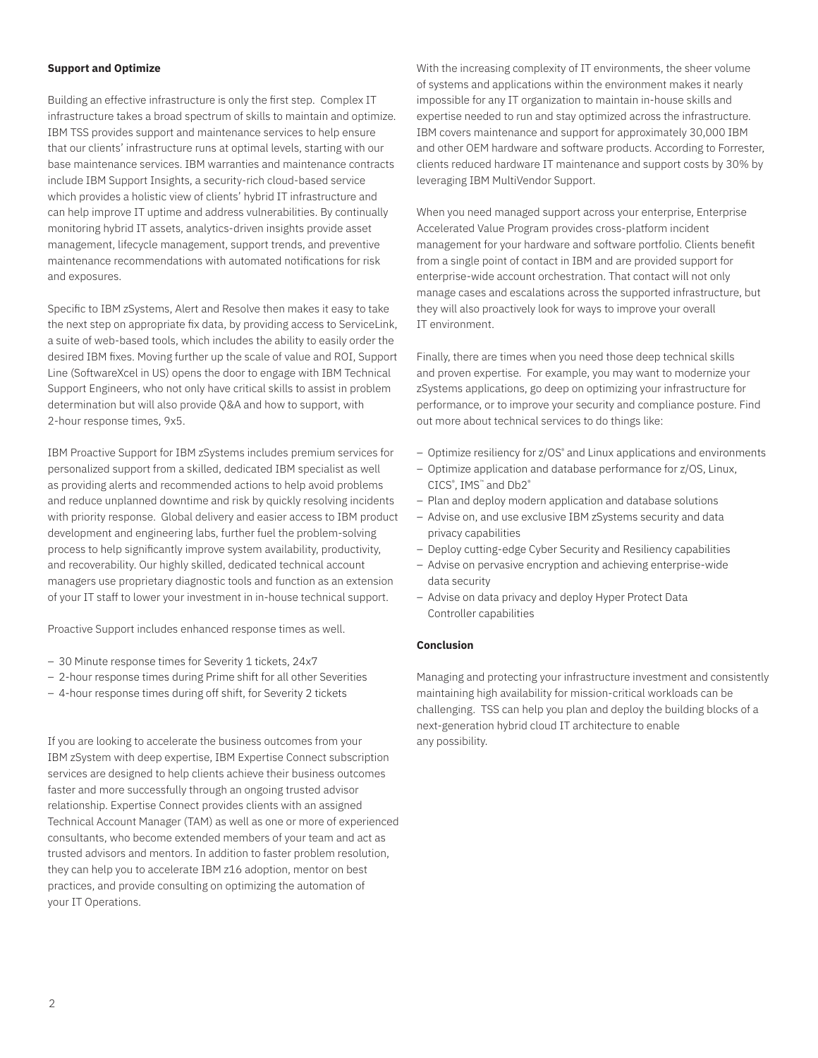**Support and Optimize**

Building an effective infrastructure is only the first step. Complex IT infrastructure takes a broad spectrum of skills to maintain and optimize. IBM TSS provides support and maintenance services to help ensure that our clients' infrastructure runs at optimal levels, starting with our base maintenance services. IBM warranties and maintenance contracts include IBM Support Insights, a security-rich cloud-based service which provides a holistic view of clients' hybrid IT infrastructure and can help improve IT uptime and address vulnerabilities. By continually monitoring hybrid IT assets, analytics-driven insights provide asset management, lifecycle management, support trends, and preventive maintenance recommendations with automated notifications for risk and exposures.

Specific to IBM zSystems, Alert and Resolve then makes it easy to take the next step on appropriate fix data, by providing access to ServiceLink, a suite of web-based tools, which includes the ability to easily order the desired IBM fixes. Moving further up the scale of value and ROI, Support Line (SoftwareXcel in US) opens the door to engage with IBM Technical Support Engineers, who not only have critical skills to assist in problem determination but will also provide Q&A and how to support, with 2-hour response times, 9x5.

IBM Proactive Support for IBM zSystems includes premium services for personalized support from a skilled, dedicated IBM specialist as well as providing alerts and recommended actions to help avoid problems and reduce unplanned downtime and risk by quickly resolving incidents with priority response. Global delivery and easier access to IBM product development and engineering labs, further fuel the problem-solving process to help significantly improve system availability, productivity, and recoverability. Our highly skilled, dedicated technical account managers use proprietary diagnostic tools and function as an extension of your IT staff to lower your investment in in-house technical support.

Proactive Support includes enhanced response times as well.

- 30 Minute response times for Severity 1 tickets, 24x7
- 2-hour response times during Prime shift for all other Severities
- 4-hour response times during off shift, for Severity 2 tickets

If you are looking to accelerate the business outcomes from your IBM zSystem with deep expertise, IBM Expertise Connect subscription services are designed to help clients achieve their business outcomes faster and more successfully through an ongoing trusted advisor relationship. Expertise Connect provides clients with an assigned Technical Account Manager (TAM) as well as one or more of experienced consultants, who become extended members of your team and act as trusted advisors and mentors. In addition to faster problem resolution, they can help you to accelerate IBM z16 adoption, mentor on best practices, and provide consulting on optimizing the automation of your IT Operations.

With the increasing complexity of IT environments, the sheer volume of systems and applications within the environment makes it nearly impossible for any IT organization to maintain in-house skills and expertise needed to run and stay optimized across the infrastructure. IBM covers maintenance and support for approximately 30,000 IBM and other OEM hardware and software products. According to Forrester, clients reduced hardware IT maintenance and support costs by 30% by leveraging IBM MultiVendor Support.

When you need managed support across your enterprise, Enterprise Accelerated Value Program provides cross-platform incident management for your hardware and software portfolio. Clients benefit from a single point of contact in IBM and are provided support for enterprise-wide account orchestration. That contact will not only manage cases and escalations across the supported infrastructure, but they will also proactively look for ways to improve your overall IT environment.

Finally, there are times when you need those deep technical skills and proven expertise. For example, you may want to modernize your zSystems applications, go deep on optimizing your infrastructure for performance, or to improve your security and compliance posture. Find out more about technical services to do things like:

- Optimize resiliency for z/OS® and Linux applications and environments
- Optimize application and database performance for z/OS, Linux, CICS®, IMS™ and Db2®
- Plan and deploy modern application and database solutions
- Advise on, and use exclusive IBM zSystems security and data privacy capabilities
- Deploy cutting-edge Cyber Security and Resiliency capabilities
- Advise on pervasive encryption and achieving enterprise-wide data security
- Advise on data privacy and deploy Hyper Protect Data Controller capabilities

**Conclusion**

Managing and protecting your infrastructure investment and consistently maintaining high availability for mission-critical workloads can be challenging. TSS can help you plan and deploy the building blocks of a next-generation hybrid cloud IT architecture to enable any possibility.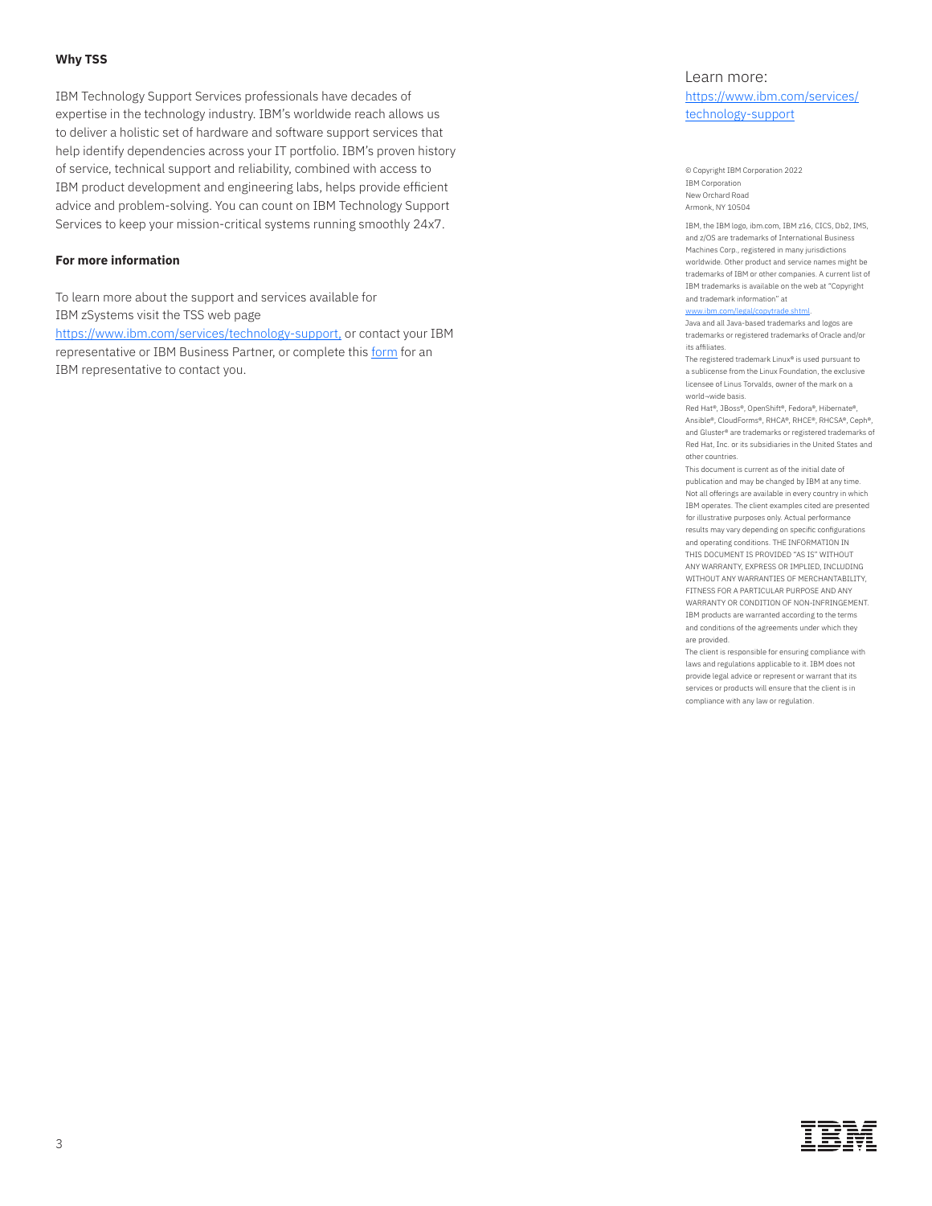**Why TSS**

IBM Technology Support Services professionals have decades of expertise in the technology industry. IBM's worldwide reach allows us to deliver a holistic set of hardware and software support services that help identify dependencies across your IT portfolio. IBM's proven history of service, technical support and reliability, combined with access to IBM product development and engineering labs, helps provide efficient advice and problem-solving. You can count on IBM Technology Support Services to keep your mission-critical systems running smoothly 24x7.

**For more information**

To learn more about the support and services available for IBM zSystems visit the TSS web page https://www.ibm.com/services/technology-support, or contact your IBM representative or IBM Business Partner, or complete this form for an IBM representative to contact you.

Learn more:
https://www.ibm.com/services/technology-support

© Copyright IBM Corporation 2022
IBM Corporation
New Orchard Road
Armonk, NY 10504

IBM, the IBM logo, ibm.com, IBM z16, CICS, Db2, IMS, and z/OS are trademarks of International Business Machines Corp., registered in many jurisdictions worldwide. Other product and service names might be trademarks of IBM or other companies. A current list of IBM trademarks is available on the web at "Copyright and trademark information" at www.ibm.com/legal/copytrade.shtml.

Java and all Java-based trademarks and logos are trademarks or registered trademarks of Oracle and/or its affiliates.

The registered trademark Linux® is used pursuant to a sublicense from the Linux Foundation, the exclusive licensee of Linus Torvalds, owner of the mark on a world-wide basis.

Red Hat®, JBoss®, OpenShift®, Fedora®, Hibernate®, Ansible®, CloudForms®, RHCA®, RHCE®, RHCSA®, Ceph®, and Gluster® are trademarks or registered trademarks of Red Hat, Inc. or its subsidiaries in the United States and other countries.

This document is current as of the initial date of publication and may be changed by IBM at any time. Not all offerings are available in every country in which IBM operates. The client examples cited are presented for illustrative purposes only. Actual performance results may vary depending on specific configurations and operating conditions. THE INFORMATION IN THIS DOCUMENT IS PROVIDED "AS IS" WITHOUT ANY WARRANTY, EXPRESS OR IMPLIED, INCLUDING WITHOUT ANY WARRANTIES OF MERCHANTABILITY, FITNESS FOR A PARTICULAR PURPOSE AND ANY WARRANTY OR CONDITION OF NON-INFRINGEMENT. IBM products are warranted according to the terms and conditions of the agreements under which they are provided.

The client is responsible for ensuring compliance with laws and regulations applicable to it. IBM does not provide legal advice or represent or warrant that its services or products will ensure that the client is in compliance with any law or regulation.